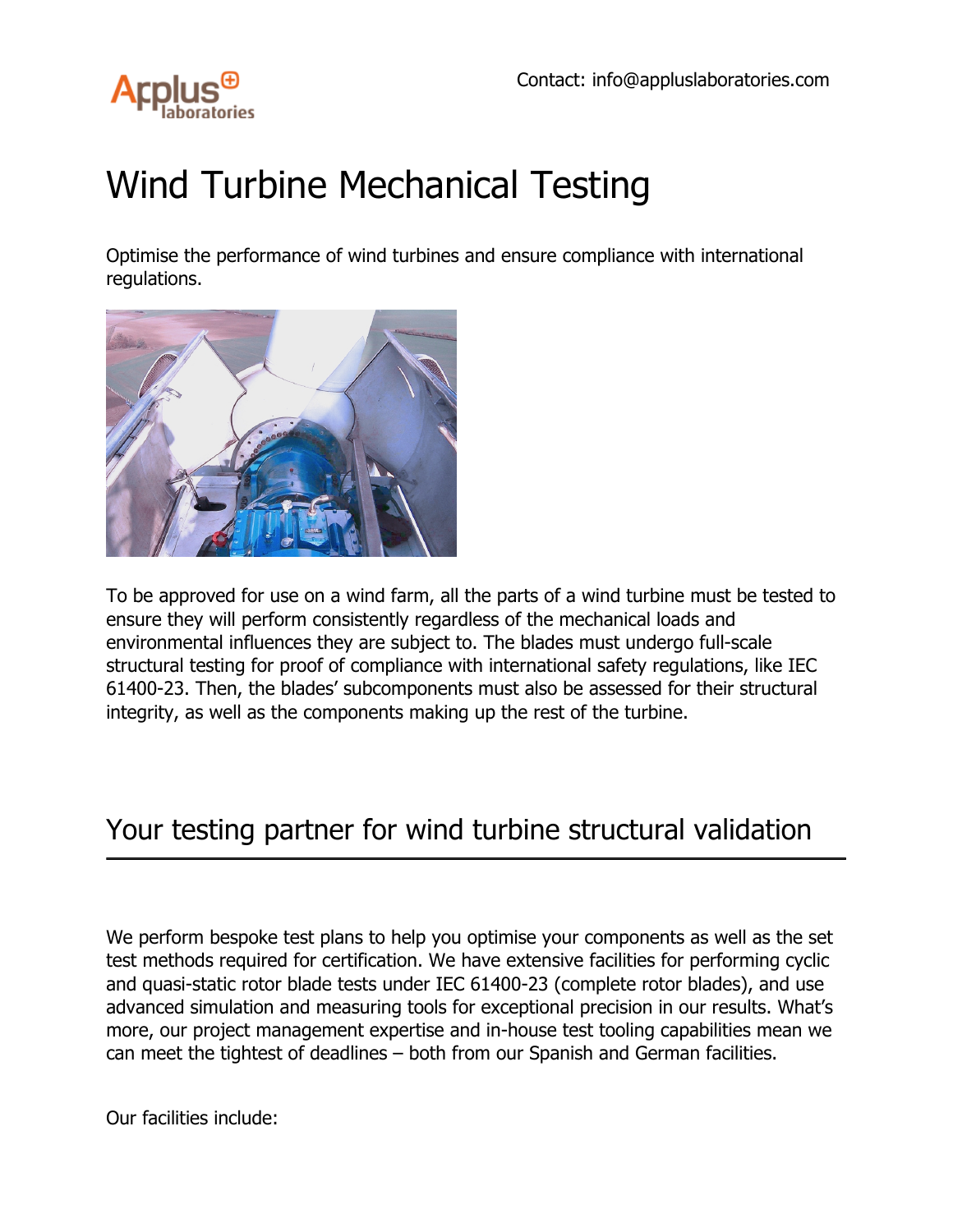Contact: info@appluslaboratories.com

# Wind Turbine Mechanical Testing

Optimise the performance of wind turbines and ensure compliance with international regulations.

To be approved for use on a wind farm, all the parts of a wind turbine must be tested to ensure they will perform consistently regardless of the mechanical loads and environmental influences they are subject to. The blades must undergo full-scale structural testing for proof of compliance with international safety regulations, like IEC 61400-23. Then, the blades' subcomponents must also be assessed for their structural integrity, as well as the components making up the rest of the turbine.

## Your testing partner for wind turbine structural validation

We perform bespoke test plans to help you optimise your components as well as the set test methods required for certification. We have extensive facilities for performing cyclic and quasi-static rotor blade tests under IEC 61400-23 (complete rotor blades), and use advanced simulation and measuring tools for exceptional precision in our results. What's more, our project management expertise and in-house test tooling capabilities mean we can meet the tightest of deadlines – both from our Spanish and German facilities.

Our facilities include: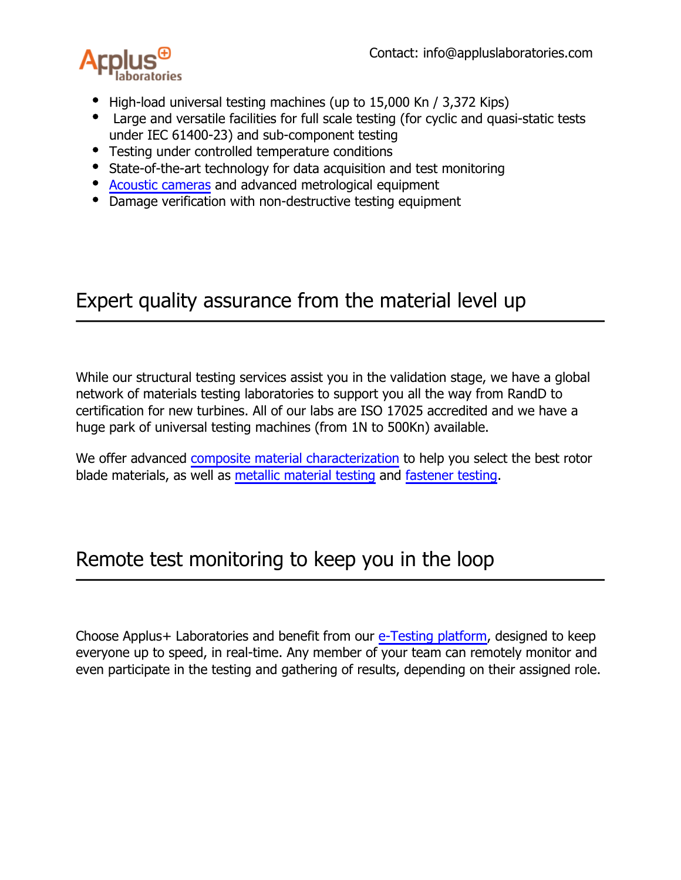- High-load universal testing machines (up to 15,000 Kn / 3,372 Kips)
- Large and versatile facilities for full scale testing (for cyclic and quasi-static tests under IEC 61400-23) and sub-component testing
- Testing under controlled temperature conditions
- State-of-the-art technology for data acquisition and test monitoring
- Acoustic cameras and advanced metrological equipment
- Damage verification with non-destructive testing equipment

## Expert quality assurance from the material level up

While our structural testing services assist you in the validation stage, we have a global network of materials testing laboratories to support you all the way from RandD to certification for new turbines. All of our labs are ISO 17025 accredited and we have a huge park of universal testing machines (from 1N to 500Kn) available.

We offer advanced composite material characterization to help you select the best rotor blade materials, as well as metallic material testing and fastener testing.

## Remote test monitoring to keep you in the loop

Choose Applus+ Laboratories and benefit from our e-Testing platform, designed to keep everyone up to speed, in real-time. Any member of your team can remotely monitor and even participate in the testing and gathering of results, depending on their assigned role.